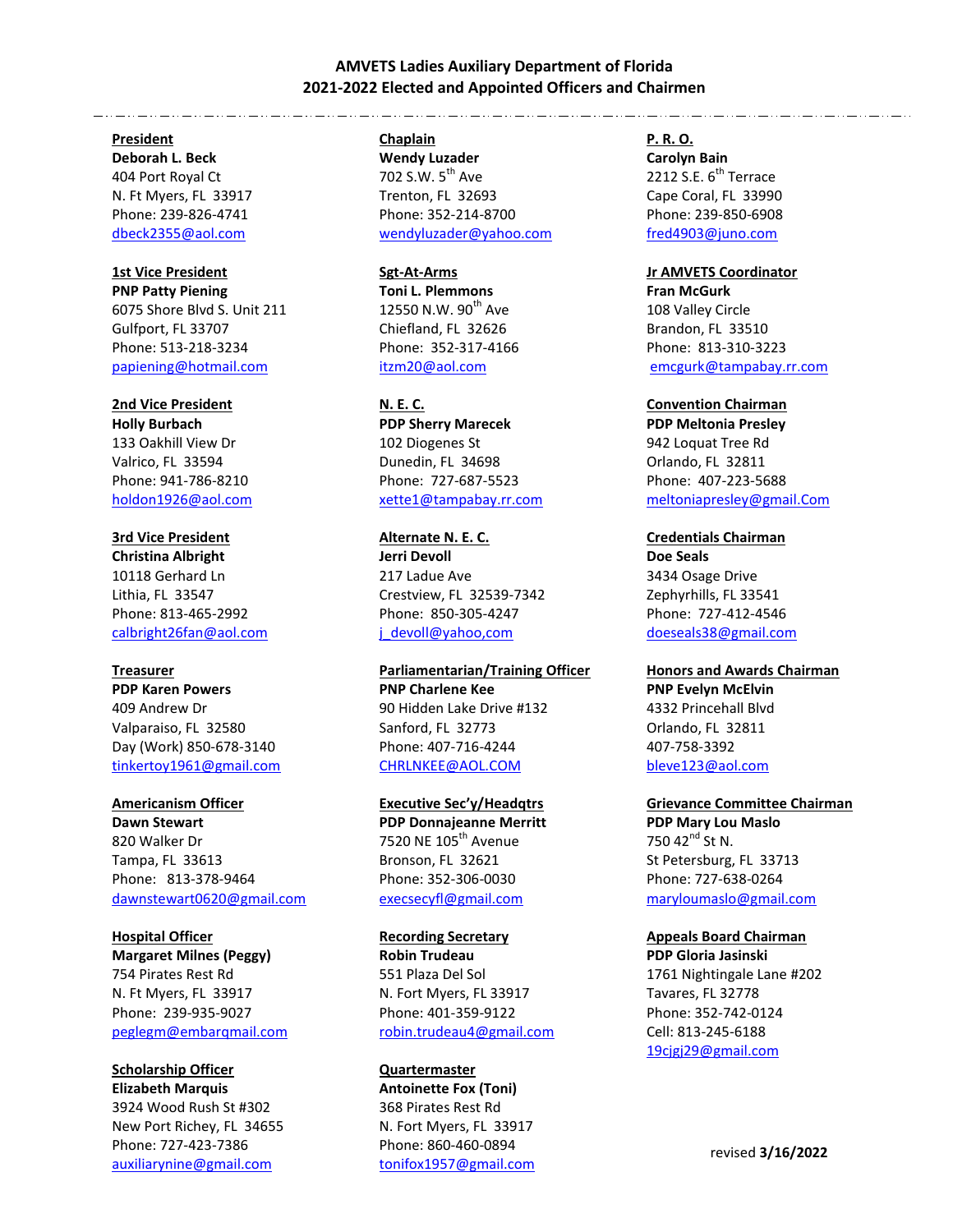# AMVETS Ladies Auxiliary Department of Florida
## 2021-2022 Elected and Appointed Officers and Chairmen

**President**
**Deborah L. Beck**
404 Port Royal Ct
N. Ft Myers, FL 33917
Phone: 239-826-4741
dbeck2355@aol.com

**1st Vice President**
**PNP Patty Piening**
6075 Shore Blvd S. Unit 211
Gulfport, FL 33707
Phone: 513-218-3234
papiening@hotmail.com

**2nd Vice President**
**Holly Burbach**
133 Oakhill View Dr
Valrico, FL 33594
Phone: 941-786-8210
holdon1926@aol.com

**3rd Vice President**
**Christina Albright**
10118 Gerhard Ln
Lithia, FL 33547
Phone: 813-465-2992
calbright26fan@aol.com

**Treasurer**
**PDP Karen Powers**
409 Andrew Dr
Valparaiso, FL 32580
Day (Work) 850-678-3140
tinkertoy1961@gmail.com

**Americanism Officer**
**Dawn Stewart**
820 Walker Dr
Tampa, FL 33613
Phone: 813-378-9464
dawnstewart0620@gmail.com

**Hospital Officer**
**Margaret Milnes (Peggy)**
754 Pirates Rest Rd
N. Ft Myers, FL 33917
Phone: 239-935-9027
peglegm@embarqmail.com

**Scholarship Officer**
**Elizabeth Marquis**
3924 Wood Rush St #302
New Port Richey, FL 34655
Phone: 727-423-7386
auxiliarynine@gmail.com

**Chaplain**
**Wendy Luzader**
702 S.W. 5th Ave
Trenton, FL 32693
Phone: 352-214-8700
wendyluzader@yahoo.com

**Sgt-At-Arms**
**Toni L. Plemmons**
12550 N.W. 90th Ave
Chiefland, FL 32626
Phone: 352-317-4166
itzm20@aol.com

**N. E. C.**
**PDP Sherry Marecek**
102 Diogenes St
Dunedin, FL 34698
Phone: 727-687-5523
xette1@tampabay.rr.com

**Alternate N. E. C.**
**Jerri Devoll**
217 Ladue Ave
Crestview, FL 32539-7342
Phone: 850-305-4247
j_devoll@yahoo,com

**Parliamentarian/Training Officer**
**PNP Charlene Kee**
90 Hidden Lake Drive #132
Sanford, FL 32773
Phone: 407-716-4244
CHRLNKEE@AOL.COM

**Executive Sec'y/Headqtrs**
**PDP Donnajeanne Merritt**
7520 NE 105th Avenue
Bronson, FL 32621
Phone: 352-306-0030
execsecyfl@gmail.com

**Recording Secretary**
**Robin Trudeau**
551 Plaza Del Sol
N. Fort Myers, FL 33917
Phone: 401-359-9122
robin.trudeau4@gmail.com

**Quartermaster**
**Antoinette Fox (Toni)**
368 Pirates Rest Rd
N. Fort Myers, FL 33917
Phone: 860-460-0894
tonifox1957@gmail.com

**P. R. O.**
**Carolyn Bain**
2212 S.E. 6th Terrace
Cape Coral, FL 33990
Phone: 239-850-6908
fred4903@juno.com

**Jr AMVETS Coordinator**
**Fran McGurk**
108 Valley Circle
Brandon, FL 33510
Phone: 813-310-3223
emcgurk@tampabay.rr.com

**Convention Chairman**
**PDP Meltonia Presley**
942 Loquat Tree Rd
Orlando, FL 32811
Phone: 407-223-5688
meltoniapresley@gmail.Com

**Credentials Chairman**
**Doe Seals**
3434 Osage Drive
Zephyrhills, FL 33541
Phone: 727-412-4546
doeseals38@gmail.com

**Honors and Awards Chairman**
**PNP Evelyn McElvin**
4332 Princehall Blvd
Orlando, FL 32811
407-758-3392
bleve123@aol.com

**Grievance Committee Chairman**
**PDP Mary Lou Maslo**
750 42nd St N.
St Petersburg, FL 33713
Phone: 727-638-0264
maryloumaslo@gmail.com

**Appeals Board Chairman**
**PDP Gloria Jasinski**
1761 Nightingale Lane #202
Tavares, FL 32778
Phone: 352-742-0124
Cell: 813-245-6188
19cjgj29@gmail.com

revised **3/16/2022**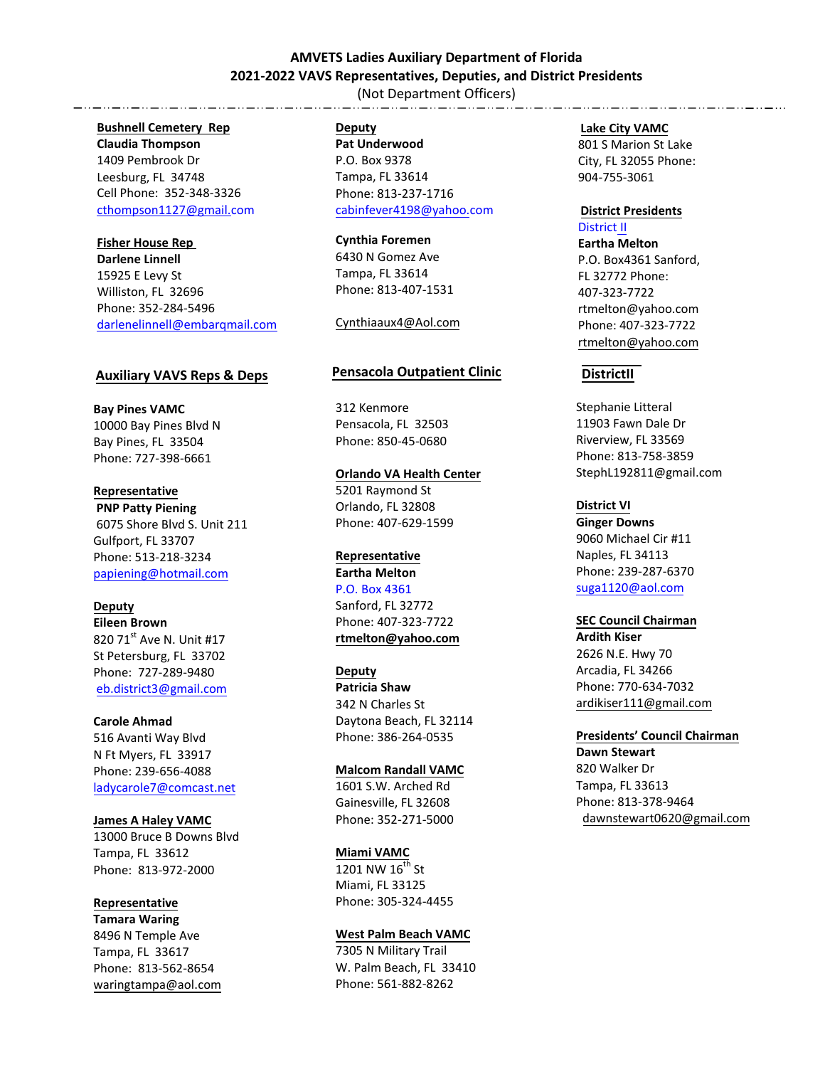**AMVETS Ladies Auxiliary Department of Florida**
**2021-2022 VAVS Representatives, Deputies, and District Presidents**
(Not Department Officers)

**Bushnell Cemetery Rep**
**Claudia Thompson**
1409 Pembrook Dr
Leesburg, FL 34748
Cell Phone: 352-348-3326
cthompson1127@gmail.com

**Fisher House Rep**
**Darlene Linnell**
15925 E Levy St
Williston, FL 32696
Phone: 352-284-5496
darlenelinnell@embarqmail.com

## Auxiliary VAVS Reps & Deps

**Bay Pines VAMC**
10000 Bay Pines Blvd N
Bay Pines, FL 33504
Phone: 727-398-6661

**Representative**
**PNP Patty Piening**
6075 Shore Blvd S. Unit 211
Gulfport, FL 33707
Phone: 513-218-3234
papiening@hotmail.com

**Deputy**
**Eileen Brown**
820 71st Ave N. Unit #17
St Petersburg, FL 33702
Phone: 727-289-9480
eb.district3@gmail.com

**Carole Ahmad**
516 Avanti Way Blvd
N Ft Myers, FL 33917
Phone: 239-656-4088
ladycarole7@comcast.net

**James A Haley VAMC**
13000 Bruce B Downs Blvd
Tampa, FL 33612
Phone: 813-972-2000

**Representative**
**Tamara Waring**
8496 N Temple Ave
Tampa, FL 33617
Phone: 813-562-8654
waringtampa@aol.com

**Deputy**
**Pat Underwood**
P.O. Box 9378
Tampa, FL 33614
Phone: 813-237-1716
cabinfever4198@yahoo.com

**Cynthia Foremen**
6430 N Gomez Ave
Tampa, FL 33614
Phone: 813-407-1531

Cynthiaaux4@Aol.com

**Pensacola Outpatient Clinic**

312 Kenmore
Pensacola, FL 32503
Phone: 850-45-0680

**Orlando VA Health Center**
5201 Raymond St
Orlando, FL 32808
Phone: 407-629-1599

**Representative**
**Eartha Melton**
P.O. Box 4361
Sanford, FL 32772
Phone: 407-323-7722
**rtmelton@yahoo.com**

**Deputy**
**Patricia Shaw**
342 N Charles St
Daytona Beach, FL 32114
Phone: 386-264-0535

**Malcom Randall VAMC**
1601 S.W. Arched Rd
Gainesville, FL 32608
Phone: 352-271-5000

**Miami VAMC**
1201 NW 16th St
Miami, FL 33125
Phone: 305-324-4455

**West Palm Beach VAMC**
7305 N Military Trail
W. Palm Beach, FL 33410
Phone: 561-882-8262

**Lake City VAMC**
801 S Marion St Lake City, FL 32055 Phone: 904-755-3061

**District Presidents**
District II
**Eartha Melton**
P.O. Box4361 Sanford, FL 32772 Phone: 407-323-7722
rtmelton@yahoo.com
Phone: 407-323-7722
rtmelton@yahoo.com

**DistrictII**

Stephanie Litteral
11903 Fawn Dale Dr
Riverview, FL 33569
Phone: 813-758-3859
StephL192811@gmail.com

**District VI**
**Ginger Downs**
9060 Michael Cir #11
Naples, FL 34113
Phone: 239-287-6370
suga1120@aol.com

**SEC Council Chairman**
**Ardith Kiser**
2626 N.E. Hwy 70
Arcadia, FL 34266
Phone: 770-634-7032
ardikiser111@gmail.com

**Presidents' Council Chairman**
**Dawn Stewart**
820 Walker Dr
Tampa, FL 33613
Phone: 813-378-9464
dawnstewart0620@gmail.com